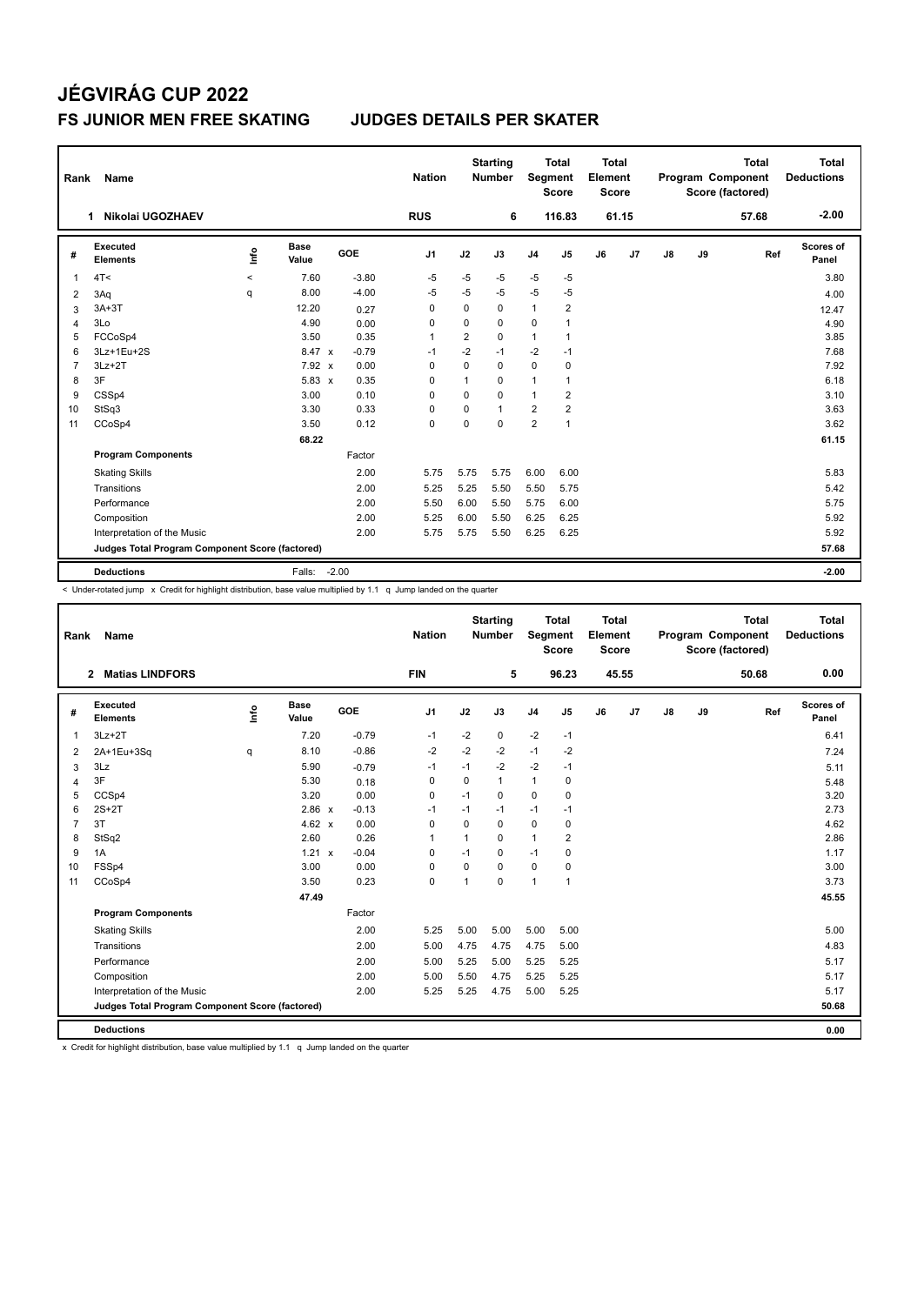# JÉGVIRÁG CUP 2022

## FS JUNIOR MEN FREE SKATING JUDGES DETAILS PER SKATER

| Rank | Name | Nation | Starting Number | Total Segment Score | Total Element Score | Total Program Component Score (factored) | Total Deductions |
|---|---|---|---|---|---|---|---|
| 1 | Nikolai UGOZHAEV | RUS | 6 | 116.83 | 61.15 | 57.68 | -2.00 |

| # | Executed Elements | Info | Base Value | | GOE | J1 | J2 | J3 | J4 | J5 | J6 | J7 | J8 | J9 | Ref | Scores of Panel |
|---|---|---|---|---|---|---|---|---|---|---|---|---|---|---|---|---|
| 1 | 4T< | < | 7.60 | | -3.80 | -5 | -5 | -5 | -5 | -5 | | | | | | 3.80 |
| 2 | 3Aq | q | 8.00 | | -4.00 | -5 | -5 | -5 | -5 | -5 | | | | | | 4.00 |
| 3 | 3A+3T | | 12.20 | | 0.27 | 0 | 0 | 0 | 1 | 2 | | | | | | 12.47 |
| 4 | 3Lo | | 4.90 | | 0.00 | 0 | 0 | 0 | 0 | 1 | | | | | | 4.90 |
| 5 | FCCoSp4 | | 3.50 | | 0.35 | 1 | 2 | 0 | 1 | 1 | | | | | | 3.85 |
| 6 | 3Lz+1Eu+2S | | 8.47 | x | -0.79 | -1 | -2 | -1 | -2 | -1 | | | | | | 7.68 |
| 7 | 3Lz+2T | | 7.92 | x | 0.00 | 0 | 0 | 0 | 0 | 0 | | | | | | 7.92 |
| 8 | 3F | | 5.83 | x | 0.35 | 0 | 1 | 0 | 1 | 1 | | | | | | 6.18 |
| 9 | CSSp4 | | 3.00 | | 0.10 | 0 | 0 | 0 | 1 | 2 | | | | | | 3.10 |
| 10 | StSq3 | | 3.30 | | 0.33 | 0 | 0 | 1 | 2 | 2 | | | | | | 3.63 |
| 11 | CCoSp4 | | 3.50 | | 0.12 | 0 | 0 | 0 | 2 | 1 | | | | | | 3.62 |
| | | | 68.22 | | | | | | | | | | | | | 61.15 |
| | **Program Components** | | | | Factor | | | | | | | | | | | |
| | Skating Skills | | | | 2.00 | 5.75 | 5.75 | 5.75 | 6.00 | 6.00 | | | | | | 5.83 |
| | Transitions | | | | 2.00 | 5.25 | 5.25 | 5.50 | 5.50 | 5.75 | | | | | | 5.42 |
| | Performance | | | | 2.00 | 5.50 | 6.00 | 5.50 | 5.75 | 6.00 | | | | | | 5.75 |
| | Composition | | | | 2.00 | 5.25 | 6.00 | 5.50 | 6.25 | 6.25 | | | | | | 5.92 |
| | Interpretation of the Music | | | | 2.00 | 5.75 | 5.75 | 5.50 | 6.25 | 6.25 | | | | | | 5.92 |
| | **Judges Total Program Component Score (factored)** | | | | | | | | | | | | | | | 57.68 |
| | **Deductions** | | Falls: | -2.00 | | | | | | | | | | | | -2.00 |

< Under-rotated jump x Credit for highlight distribution, base value multiplied by 1.1 q Jump landed on the quarter

| Rank | Name | Nation | Starting Number | Total Segment Score | Total Element Score | Total Program Component Score (factored) | Total Deductions |
|---|---|---|---|---|---|---|---|
| 2 | Matias LINDFORS | FIN | 5 | 96.23 | 45.55 | 50.68 | 0.00 |

| # | Executed Elements | Info | Base Value | | GOE | J1 | J2 | J3 | J4 | J5 | J6 | J7 | J8 | J9 | Ref | Scores of Panel |
|---|---|---|---|---|---|---|---|---|---|---|---|---|---|---|---|---|
| 1 | 3Lz+2T | | 7.20 | | -0.79 | -1 | -2 | 0 | -2 | -1 | | | | | | 6.41 |
| 2 | 2A+1Eu+3Sq | q | 8.10 | | -0.86 | -2 | -2 | -2 | -1 | -2 | | | | | | 7.24 |
| 3 | 3Lz | | 5.90 | | -0.79 | -1 | -1 | -2 | -2 | -1 | | | | | | 5.11 |
| 4 | 3F | | 5.30 | | 0.18 | 0 | 0 | 1 | 1 | 0 | | | | | | 5.48 |
| 5 | CCSp4 | | 3.20 | | 0.00 | 0 | -1 | 0 | 0 | 0 | | | | | | 3.20 |
| 6 | 2S+2T | | 2.86 | x | -0.13 | -1 | -1 | -1 | -1 | -1 | | | | | | 2.73 |
| 7 | 3T | | 4.62 | x | 0.00 | 0 | 0 | 0 | 0 | 0 | | | | | | 4.62 |
| 8 | StSq2 | | 2.60 | | 0.26 | 1 | 1 | 0 | 1 | 2 | | | | | | 2.86 |
| 9 | 1A | | 1.21 | x | -0.04 | 0 | -1 | 0 | -1 | 0 | | | | | | 1.17 |
| 10 | FSSp4 | | 3.00 | | 0.00 | 0 | 0 | 0 | 0 | 0 | | | | | | 3.00 |
| 11 | CCoSp4 | | 3.50 | | 0.23 | 0 | 1 | 0 | 1 | 1 | | | | | | 3.73 |
| | | | 47.49 | | | | | | | | | | | | | 45.55 |
| | **Program Components** | | | | Factor | | | | | | | | | | | |
| | Skating Skills | | | | 2.00 | 5.25 | 5.00 | 5.00 | 5.00 | 5.00 | | | | | | 5.00 |
| | Transitions | | | | 2.00 | 5.00 | 4.75 | 4.75 | 4.75 | 5.00 | | | | | | 4.83 |
| | Performance | | | | 2.00 | 5.00 | 5.25 | 5.00 | 5.25 | 5.25 | | | | | | 5.17 |
| | Composition | | | | 2.00 | 5.00 | 5.50 | 4.75 | 5.25 | 5.25 | | | | | | 5.17 |
| | Interpretation of the Music | | | | 2.00 | 5.25 | 5.25 | 4.75 | 5.00 | 5.25 | | | | | | 5.17 |
| | **Judges Total Program Component Score (factored)** | | | | | | | | | | | | | | | 50.68 |
| | **Deductions** | | | | | | | | | | | | | | | 0.00 |

x Credit for highlight distribution, base value multiplied by 1.1 q Jump landed on the quarter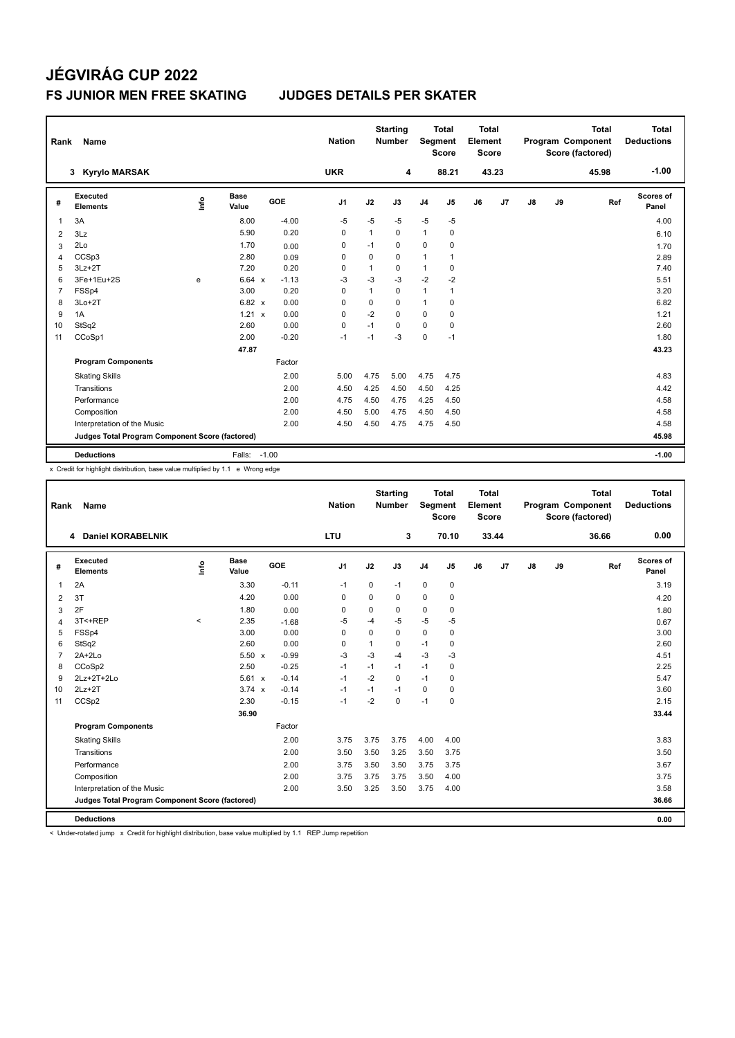# JÉGVIRÁG CUP 2022

## FS JUNIOR MEN FREE SKATING JUDGES DETAILS PER SKATER

| Rank | Name | Nation | Starting Number | Total Segment Score | Total Element Score | Total Program Component Score (factored) | Total Deductions |
|---|---|---|---|---|---|---|---|
| 3 | Kyrylo MARSAK | UKR | 4 | 88.21 | 43.23 | 45.98 | -1.00 |

| # | Executed Elements | Info | Base Value | | GOE | J1 | J2 | J3 | J4 | J5 | J6 | J7 | J8 | J9 | Ref | Scores of Panel |
|---|---|---|---|---|---|---|---|---|---|---|---|---|---|---|---|---|
| 1 | 3A | | 8.00 | | -4.00 | -5 | -5 | -5 | -5 | -5 | | | | | | 4.00 |
| 2 | 3Lz | | 5.90 | | 0.20 | 0 | 1 | 0 | 1 | 0 | | | | | | 6.10 |
| 3 | 2Lo | | 1.70 | | 0.00 | 0 | -1 | 0 | 0 | 0 | | | | | | 1.70 |
| 4 | CCSp3 | | 2.80 | | 0.09 | 0 | 0 | 0 | 1 | 1 | | | | | | 2.89 |
| 5 | 3Lz+2T | | 7.20 | | 0.20 | 0 | 1 | 0 | 1 | 0 | | | | | | 7.40 |
| 6 | 3Fe+1Eu+2S | e | 6.64 | x | -1.13 | -3 | -3 | -3 | -2 | -2 | | | | | | 5.51 |
| 7 | FSSp4 | | 3.00 | | 0.20 | 0 | 1 | 0 | 1 | 1 | | | | | | 3.20 |
| 8 | 3Lo+2T | | 6.82 | x | 0.00 | 0 | 0 | 0 | 1 | 0 | | | | | | 6.82 |
| 9 | 1A | | 1.21 | x | 0.00 | 0 | -2 | 0 | 0 | 0 | | | | | | 1.21 |
| 10 | StSq2 | | 2.60 | | 0.00 | 0 | -1 | 0 | 0 | 0 | | | | | | 2.60 |
| 11 | CCoSp1 | | 2.00 | | -0.20 | -1 | -1 | -3 | 0 | -1 | | | | | | 1.80 |
| | | | 47.87 | | | | | | | | | | | | | 43.23 |
| | **Program Components** | | | | Factor | | | | | | | | | | | |
| | Skating Skills | | | | 2.00 | 5.00 | 4.75 | 5.00 | 4.75 | 4.75 | | | | | | 4.83 |
| | Transitions | | | | 2.00 | 4.50 | 4.25 | 4.50 | 4.50 | 4.25 | | | | | | 4.42 |
| | Performance | | | | 2.00 | 4.75 | 4.50 | 4.75 | 4.25 | 4.50 | | | | | | 4.58 |
| | Composition | | | | 2.00 | 4.50 | 5.00 | 4.75 | 4.50 | 4.50 | | | | | | 4.58 |
| | Interpretation of the Music | | | | 2.00 | 4.50 | 4.50 | 4.75 | 4.75 | 4.50 | | | | | | 4.58 |
| | **Judges Total Program Component Score (factored)** | | | | | | | | | | | | | | | 45.98 |
| | **Deductions** | | Falls: | | -1.00 | | | | | | | | | | | -1.00 |

x Credit for highlight distribution, base value multiplied by 1.1 e Wrong edge

| Rank | Name | Nation | Starting Number | Total Segment Score | Total Element Score | Total Program Component Score (factored) | Total Deductions |
|---|---|---|---|---|---|---|---|
| 4 | Daniel KORABELNIK | LTU | 3 | 70.10 | 33.44 | 36.66 | 0.00 |

| # | Executed Elements | Info | Base Value | | GOE | J1 | J2 | J3 | J4 | J5 | J6 | J7 | J8 | J9 | Ref | Scores of Panel |
|---|---|---|---|---|---|---|---|---|---|---|---|---|---|---|---|---|
| 1 | 2A | | 3.30 | | -0.11 | -1 | 0 | -1 | 0 | 0 | | | | | | 3.19 |
| 2 | 3T | | 4.20 | | 0.00 | 0 | 0 | 0 | 0 | 0 | | | | | | 4.20 |
| 3 | 2F | | 1.80 | | 0.00 | 0 | 0 | 0 | 0 | 0 | | | | | | 1.80 |
| 4 | 3T<+REP | < | 2.35 | | -1.68 | -5 | -4 | -5 | -5 | -5 | | | | | | 0.67 |
| 5 | FSSp4 | | 3.00 | | 0.00 | 0 | 0 | 0 | 0 | 0 | | | | | | 3.00 |
| 6 | StSq2 | | 2.60 | | 0.00 | 0 | 1 | 0 | -1 | 0 | | | | | | 2.60 |
| 7 | 2A+2Lo | | 5.50 | x | -0.99 | -3 | -3 | -4 | -3 | -3 | | | | | | 4.51 |
| 8 | CCoSp2 | | 2.50 | | -0.25 | -1 | -1 | -1 | -1 | 0 | | | | | | 2.25 |
| 9 | 2Lz+2T+2Lo | | 5.61 | x | -0.14 | -1 | -2 | 0 | -1 | 0 | | | | | | 5.47 |
| 10 | 2Lz+2T | | 3.74 | x | -0.14 | -1 | -1 | -1 | 0 | 0 | | | | | | 3.60 |
| 11 | CCSp2 | | 2.30 | | -0.15 | -1 | -2 | 0 | -1 | 0 | | | | | | 2.15 |
| | | | 36.90 | | | | | | | | | | | | | 33.44 |
| | **Program Components** | | | | Factor | | | | | | | | | | | |
| | Skating Skills | | | | 2.00 | 3.75 | 3.75 | 3.75 | 4.00 | 4.00 | | | | | | 3.83 |
| | Transitions | | | | 2.00 | 3.50 | 3.50 | 3.25 | 3.50 | 3.75 | | | | | | 3.50 |
| | Performance | | | | 2.00 | 3.75 | 3.50 | 3.50 | 3.75 | 3.75 | | | | | | 3.67 |
| | Composition | | | | 2.00 | 3.75 | 3.75 | 3.75 | 3.50 | 4.00 | | | | | | 3.75 |
| | Interpretation of the Music | | | | 2.00 | 3.50 | 3.25 | 3.50 | 3.75 | 4.00 | | | | | | 3.58 |
| | **Judges Total Program Component Score (factored)** | | | | | | | | | | | | | | | 36.66 |
| | **Deductions** | | | | | | | | | | | | | | | 0.00 |

< Under-rotated jump x Credit for highlight distribution, base value multiplied by 1.1 REP Jump repetition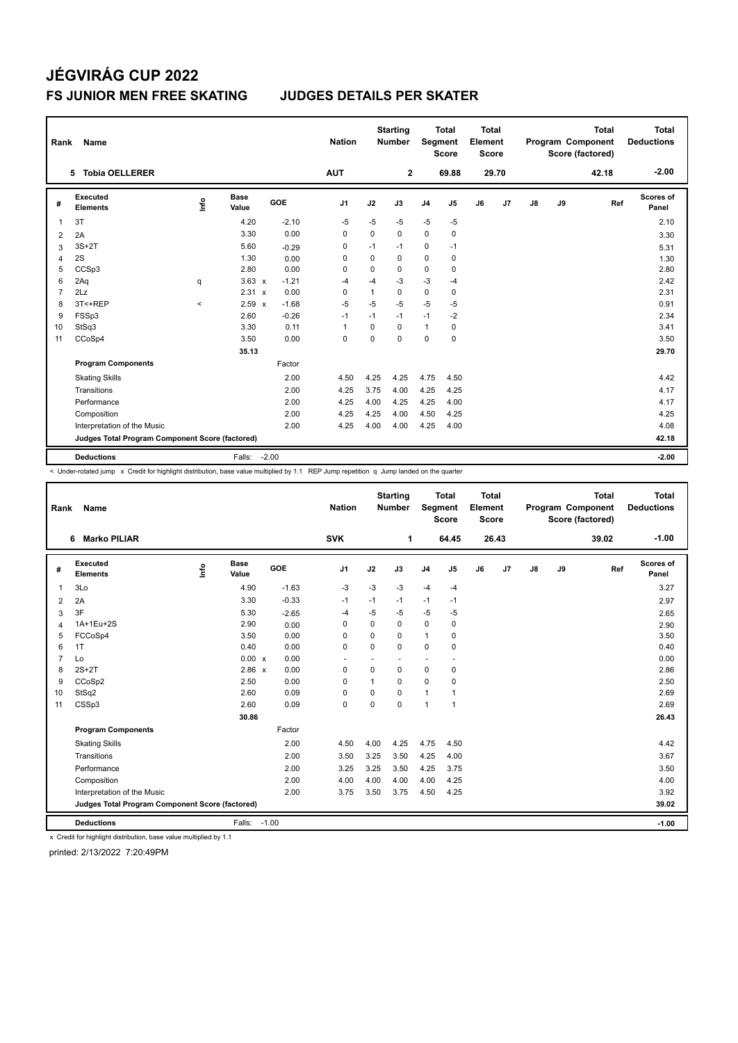# JÉGVIRÁG CUP 2022

## FS JUNIOR MEN FREE SKATING JUDGES DETAILS PER SKATER

| Rank | Name | Nation | Starting Number | Total Segment Score | Total Element Score | Total Program Component Score (factored) | Total Deductions |
|---|---|---|---|---|---|---|---|
| 5 | Tobia OELLERER | AUT | 2 | 69.88 | 29.70 | 42.18 | -2.00 |

| # | Executed Elements | Info | Base Value | | GOE | J1 | J2 | J3 | J4 | J5 | J6 | J7 | J8 | J9 | Ref | Scores of Panel |
|---|---|---|---|---|---|---|---|---|---|---|---|---|---|---|---|---|
| 1 | 3T | | 4.20 | | -2.10 | -5 | -5 | -5 | -5 | -5 | | | | | | 2.10 |
| 2 | 2A | | 3.30 | | 0.00 | 0 | 0 | 0 | 0 | 0 | | | | | | 3.30 |
| 3 | 3S+2T | | 5.60 | | -0.29 | 0 | -1 | -1 | 0 | -1 | | | | | | 5.31 |
| 4 | 2S | | 1.30 | | 0.00 | 0 | 0 | 0 | 0 | 0 | | | | | | 1.30 |
| 5 | CCSp3 | | 2.80 | | 0.00 | 0 | 0 | 0 | 0 | 0 | | | | | | 2.80 |
| 6 | 2Aq | q | 3.63 | x | -1.21 | -4 | -4 | -3 | -3 | -4 | | | | | | 2.42 |
| 7 | 2Lz | | 2.31 | x | 0.00 | 0 | 1 | 0 | 0 | 0 | | | | | | 2.31 |
| 8 | 3T<+REP | < | 2.59 | x | -1.68 | -5 | -5 | -5 | -5 | -5 | | | | | | 0.91 |
| 9 | FSSp3 | | 2.60 | | -0.26 | -1 | -1 | -1 | -1 | -2 | | | | | | 2.34 |
| 10 | StSq3 | | 3.30 | | 0.11 | 1 | 0 | 0 | 1 | 0 | | | | | | 3.41 |
| 11 | CCoSp4 | | 3.50 | | 0.00 | 0 | 0 | 0 | 0 | 0 | | | | | | 3.50 |
| | | | 35.13 | | | | | | | | | | | | | 29.70 |
| | **Program Components** | | | | Factor | | | | | | | | | | | |
| | Skating Skills | | | | 2.00 | 4.50 | 4.25 | 4.25 | 4.75 | 4.50 | | | | | | 4.42 |
| | Transitions | | | | 2.00 | 4.25 | 3.75 | 4.00 | 4.25 | 4.25 | | | | | | 4.17 |
| | Performance | | | | 2.00 | 4.25 | 4.00 | 4.25 | 4.25 | 4.00 | | | | | | 4.17 |
| | Composition | | | | 2.00 | 4.25 | 4.25 | 4.00 | 4.50 | 4.25 | | | | | | 4.25 |
| | Interpretation of the Music | | | | 2.00 | 4.25 | 4.00 | 4.00 | 4.25 | 4.00 | | | | | | 4.08 |
| | **Judges Total Program Component Score (factored)** | | | | | | | | | | | | | | | 42.18 |
| | **Deductions** | | Falls: | | -2.00 | | | | | | | | | | | -2.00 |

< Under-rotated jump x Credit for highlight distribution, base value multiplied by 1.1 REP Jump repetition q Jump landed on the quarter

| Rank | Name | Nation | Starting Number | Total Segment Score | Total Element Score | Total Program Component Score (factored) | Total Deductions |
|---|---|---|---|---|---|---|---|
| 6 | Marko PILIAR | SVK | 1 | 64.45 | 26.43 | 39.02 | -1.00 |

| # | Executed Elements | Info | Base Value | | GOE | J1 | J2 | J3 | J4 | J5 | J6 | J7 | J8 | J9 | Ref | Scores of Panel |
|---|---|---|---|---|---|---|---|---|---|---|---|---|---|---|---|---|
| 1 | 3Lo | | 4.90 | | -1.63 | -3 | -3 | -3 | -4 | -4 | | | | | | 3.27 |
| 2 | 2A | | 3.30 | | -0.33 | -1 | -1 | -1 | -1 | -1 | | | | | | 2.97 |
| 3 | 3F | | 5.30 | | -2.65 | -4 | -5 | -5 | -5 | -5 | | | | | | 2.65 |
| 4 | 1A+1Eu+2S | | 2.90 | | 0.00 | 0 | 0 | 0 | 0 | 0 | | | | | | 2.90 |
| 5 | FCCoSp4 | | 3.50 | | 0.00 | 0 | 0 | 0 | 1 | 0 | | | | | | 3.50 |
| 6 | 1T | | 0.40 | | 0.00 | 0 | 0 | 0 | 0 | 0 | | | | | | 0.40 |
| 7 | Lo | | 0.00 | x | 0.00 | - | - | - | - | - | | | | | | 0.00 |
| 8 | 2S+2T | | 2.86 | x | 0.00 | 0 | 0 | 0 | 0 | 0 | | | | | | 2.86 |
| 9 | CCoSp2 | | 2.50 | | 0.00 | 0 | 1 | 0 | 0 | 0 | | | | | | 2.50 |
| 10 | StSq2 | | 2.60 | | 0.09 | 0 | 0 | 0 | 1 | 1 | | | | | | 2.69 |
| 11 | CSSp3 | | 2.60 | | 0.09 | 0 | 0 | 0 | 1 | 1 | | | | | | 2.69 |
| | | | 30.86 | | | | | | | | | | | | | 26.43 |
| | **Program Components** | | | | Factor | | | | | | | | | | | |
| | Skating Skills | | | | 2.00 | 4.50 | 4.00 | 4.25 | 4.75 | 4.50 | | | | | | 4.42 |
| | Transitions | | | | 2.00 | 3.50 | 3.25 | 3.50 | 4.25 | 4.00 | | | | | | 3.67 |
| | Performance | | | | 2.00 | 3.25 | 3.25 | 3.50 | 4.25 | 3.75 | | | | | | 3.50 |
| | Composition | | | | 2.00 | 4.00 | 4.00 | 4.00 | 4.00 | 4.25 | | | | | | 4.00 |
| | Interpretation of the Music | | | | 2.00 | 3.75 | 3.50 | 3.75 | 4.50 | 4.25 | | | | | | 3.92 |
| | **Judges Total Program Component Score (factored)** | | | | | | | | | | | | | | | 39.02 |
| | **Deductions** | | Falls: | | -1.00 | | | | | | | | | | | -1.00 |

x Credit for highlight distribution, base value multiplied by 1.1

printed: 2/13/2022 7:20:49PM